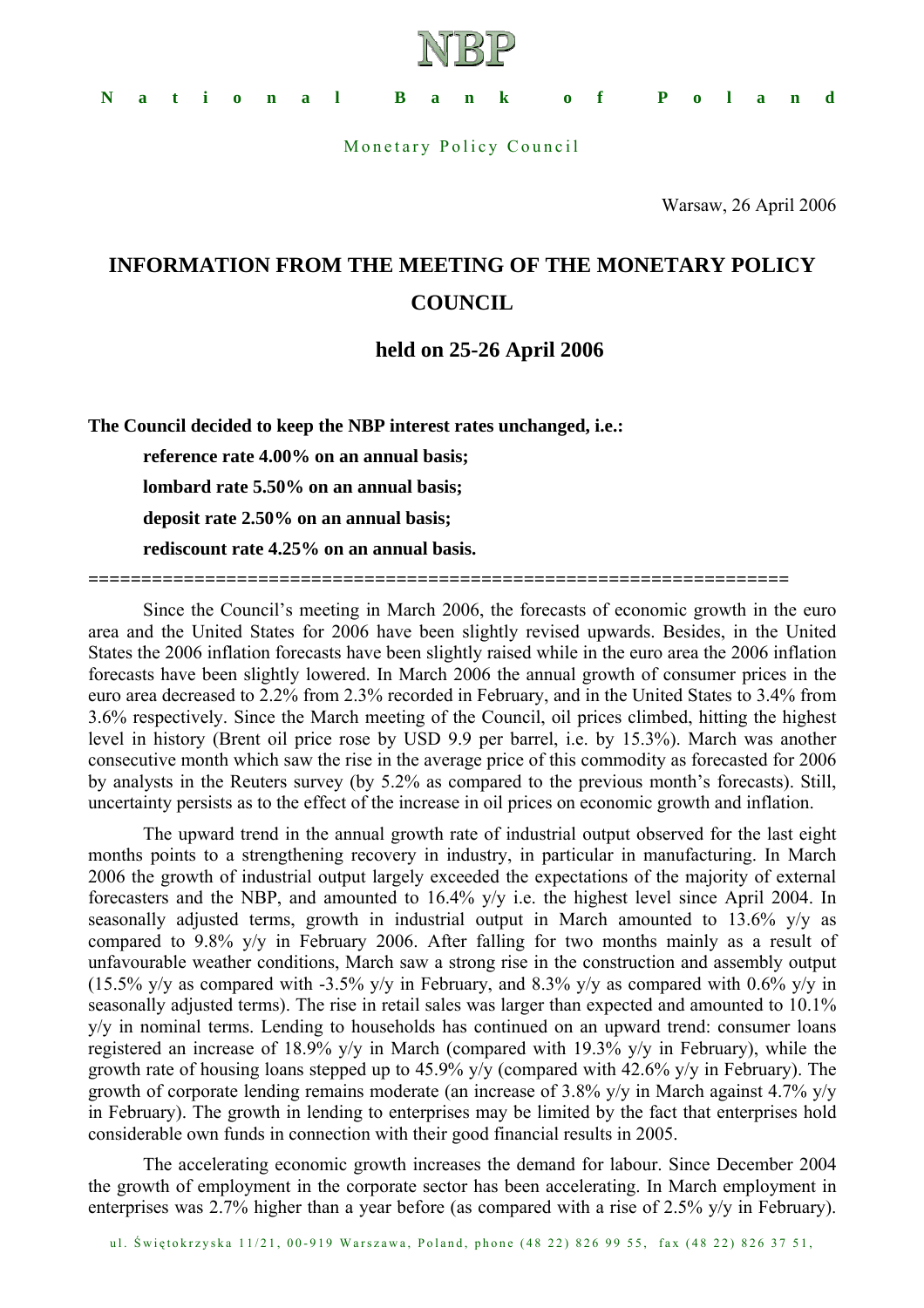NBP

National Bank of Poland

Monetary Policy Council

Warsaw, 26 April 2006

# INFORMATION FROM THE MEETING OF THE MONETARY POLICY COUNCIL

## held on 25-26 April 2006

**The Council decided to keep the NBP interest rates unchanged, i.e.:**

**reference rate 4.00% on an annual basis;**

**lombard rate 5.50% on an annual basis;**

**deposit rate 2.50% on an annual basis;**

**rediscount rate 4.25% on an annual basis.**

==================================================================

Since the Council's meeting in March 2006, the forecasts of economic growth in the euro area and the United States for 2006 have been slightly revised upwards. Besides, in the United States the 2006 inflation forecasts have been slightly raised while in the euro area the 2006 inflation forecasts have been slightly lowered. In March 2006 the annual growth of consumer prices in the euro area decreased to 2.2% from 2.3% recorded in February, and in the United States to 3.4% from 3.6% respectively. Since the March meeting of the Council, oil prices climbed, hitting the highest level in history (Brent oil price rose by USD 9.9 per barrel, i.e. by 15.3%). March was another consecutive month which saw the rise in the average price of this commodity as forecasted for 2006 by analysts in the Reuters survey (by 5.2% as compared to the previous month's forecasts). Still, uncertainty persists as to the effect of the increase in oil prices on economic growth and inflation.

The upward trend in the annual growth rate of industrial output observed for the last eight months points to a strengthening recovery in industry, in particular in manufacturing. In March 2006 the growth of industrial output largely exceeded the expectations of the majority of external forecasters and the NBP, and amounted to 16.4% y/y i.e. the highest level since April 2004. In seasonally adjusted terms, growth in industrial output in March amounted to 13.6% y/y as compared to 9.8% y/y in February 2006. After falling for two months mainly as a result of unfavourable weather conditions, March saw a strong rise in the construction and assembly output (15.5% y/y as compared with -3.5% y/y in February, and 8.3% y/y as compared with 0.6% y/y in seasonally adjusted terms). The rise in retail sales was larger than expected and amounted to 10.1% y/y in nominal terms. Lending to households has continued on an upward trend: consumer loans registered an increase of 18.9% y/y in March (compared with 19.3% y/y in February), while the growth rate of housing loans stepped up to 45.9% y/y (compared with 42.6% y/y in February). The growth of corporate lending remains moderate (an increase of 3.8% y/y in March against 4.7% y/y in February). The growth in lending to enterprises may be limited by the fact that enterprises hold considerable own funds in connection with their good financial results in 2005.

The accelerating economic growth increases the demand for labour. Since December 2004 the growth of employment in the corporate sector has been accelerating. In March employment in enterprises was 2.7% higher than a year before (as compared with a rise of 2.5% y/y in February).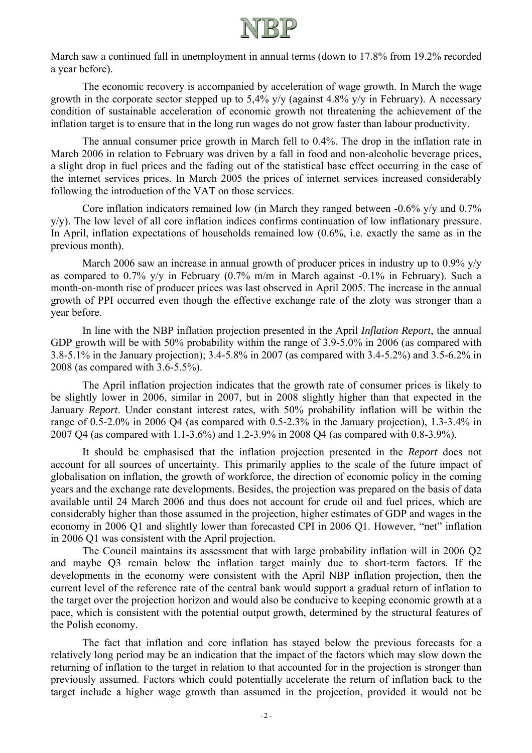March saw a continued fall in unemployment in annual terms (down to 17.8% from 19.2% recorded a year before).

The economic recovery is accompanied by acceleration of wage growth. In March the wage growth in the corporate sector stepped up to 5,4% y/y (against 4.8% y/y in February). A necessary condition of sustainable acceleration of economic growth not threatening the achievement of the inflation target is to ensure that in the long run wages do not grow faster than labour productivity.

The annual consumer price growth in March fell to 0.4%. The drop in the inflation rate in March 2006 in relation to February was driven by a fall in food and non-alcoholic beverage prices, a slight drop in fuel prices and the fading out of the statistical base effect occurring in the case of the internet services prices. In March 2005 the prices of internet services increased considerably following the introduction of the VAT on those services.

Core inflation indicators remained low (in March they ranged between -0.6% y/y and 0.7% y/y). The low level of all core inflation indices confirms continuation of low inflationary pressure. In April, inflation expectations of households remained low (0.6%, i.e. exactly the same as in the previous month).

March 2006 saw an increase in annual growth of producer prices in industry up to 0.9% y/y as compared to 0.7% y/y in February (0.7% m/m in March against -0.1% in February). Such a month-on-month rise of producer prices was last observed in April 2005. The increase in the annual growth of PPI occurred even though the effective exchange rate of the zloty was stronger than a year before.

In line with the NBP inflation projection presented in the April *Inflation Report*, the annual GDP growth will be with 50% probability within the range of 3.9-5.0% in 2006 (as compared with 3.8-5.1% in the January projection); 3.4-5.8% in 2007 (as compared with 3.4-5.2%) and 3.5-6.2% in 2008 (as compared with 3.6-5.5%).

The April inflation projection indicates that the growth rate of consumer prices is likely to be slightly lower in 2006, similar in 2007, but in 2008 slightly higher than that expected in the January *Report*. Under constant interest rates, with 50% probability inflation will be within the range of 0.5-2.0% in 2006 Q4 (as compared with 0.5-2.3% in the January projection), 1.3-3.4% in 2007 Q4 (as compared with 1.1-3.6%) and 1.2-3.9% in 2008 Q4 (as compared with 0.8-3.9%).

It should be emphasised that the inflation projection presented in the *Report* does not account for all sources of uncertainty. This primarily applies to the scale of the future impact of globalisation on inflation, the growth of workforce, the direction of economic policy in the coming years and the exchange rate developments. Besides, the projection was prepared on the basis of data available until 24 March 2006 and thus does not account for crude oil and fuel prices, which are considerably higher than those assumed in the projection, higher estimates of GDP and wages in the economy in 2006 Q1 and slightly lower than forecasted CPI in 2006 Q1. However, "net" inflation in 2006 Q1 was consistent with the April projection.

The Council maintains its assessment that with large probability inflation will in 2006 Q2 and maybe Q3 remain below the inflation target mainly due to short-term factors. If the developments in the economy were consistent with the April NBP inflation projection, then the current level of the reference rate of the central bank would support a gradual return of inflation to the target over the projection horizon and would also be conducive to keeping economic growth at a pace, which is consistent with the potential output growth, determined by the structural features of the Polish economy.

The fact that inflation and core inflation has stayed below the previous forecasts for a relatively long period may be an indication that the impact of the factors which may slow down the returning of inflation to the target in relation to that accounted for in the projection is stronger than previously assumed. Factors which could potentially accelerate the return of inflation back to the target include a higher wage growth than assumed in the projection, provided it would not be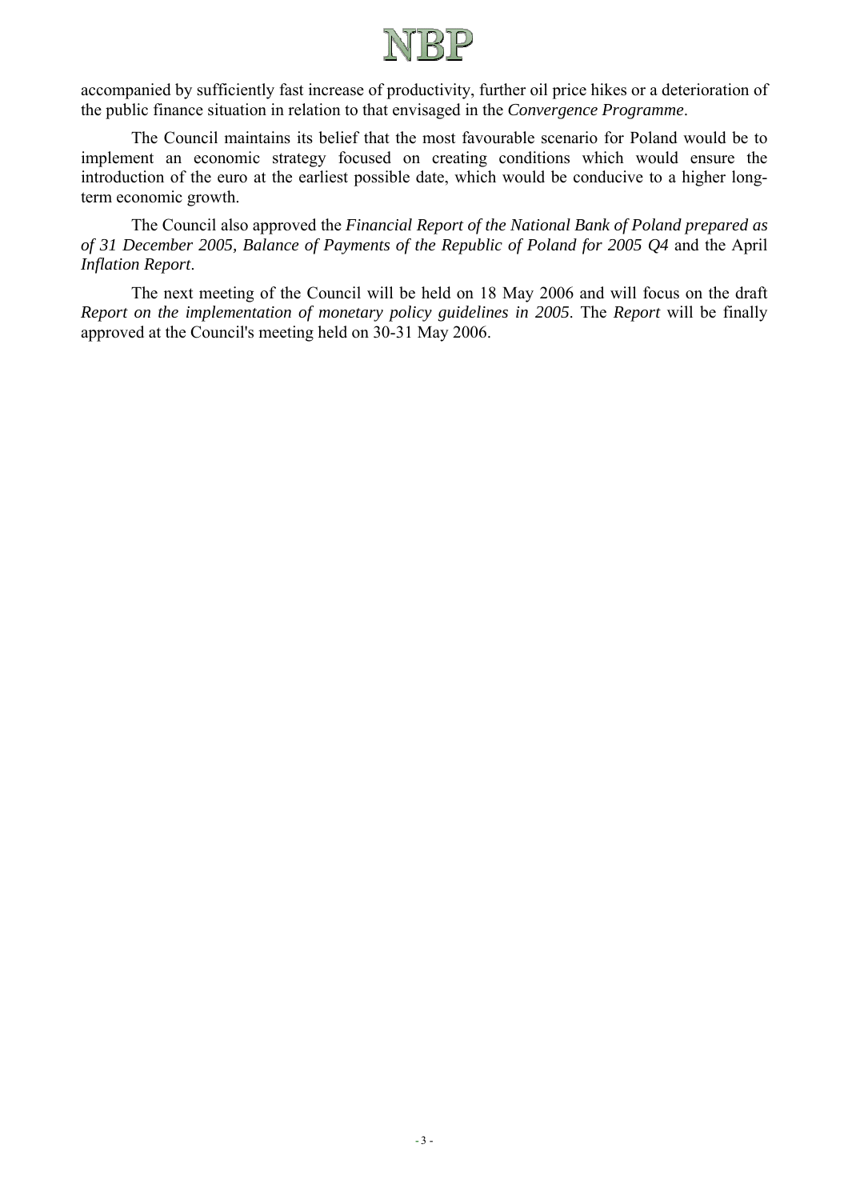accompanied by sufficiently fast increase of productivity, further oil price hikes or a deterioration of the public finance situation in relation to that envisaged in the *Convergence Programme*.

The Council maintains its belief that the most favourable scenario for Poland would be to implement an economic strategy focused on creating conditions which would ensure the introduction of the euro at the earliest possible date, which would be conducive to a higher long-term economic growth.

The Council also approved the *Financial Report of the National Bank of Poland prepared as of 31 December 2005, Balance of Payments of the Republic of Poland for 2005 Q4* and the April *Inflation Report*.

The next meeting of the Council will be held on 18 May 2006 and will focus on the draft *Report on the implementation of monetary policy guidelines in 2005*. The *Report* will be finally approved at the Council's meeting held on 30-31 May 2006.